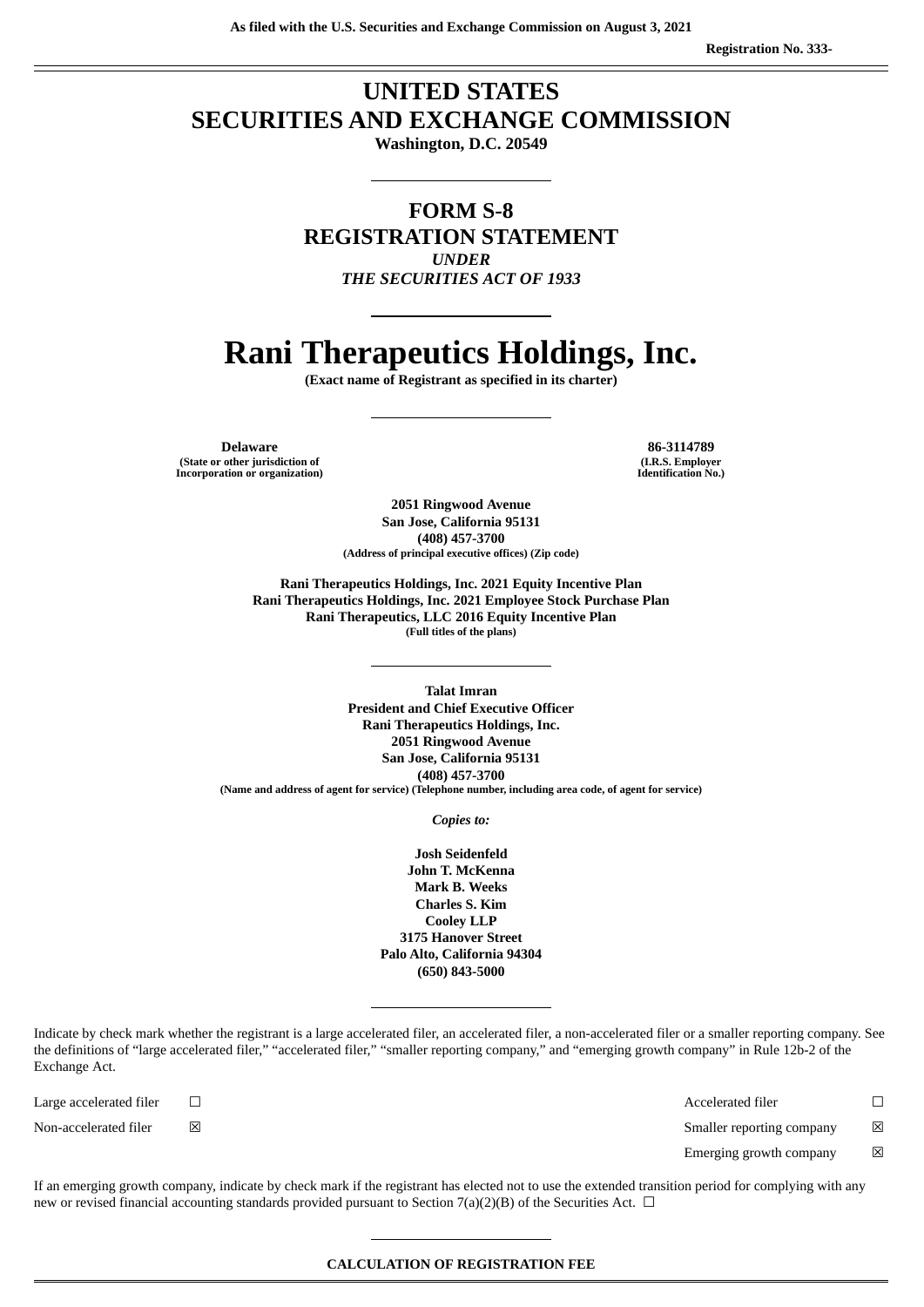As filed with the U.S. Securities and Exchange Commission on August 3, 2021

Registration No. 333-

# UNITED STATES
# SECURITIES AND EXCHANGE COMMISSION

**Washington, D.C. 20549**

---

## FORM S-8
## REGISTRATION STATEMENT
*UNDER*
*THE SECURITIES ACT OF 1933*

---

# Rani Therapeutics Holdings, Inc.

**(Exact name of Registrant as specified in its charter)**

---

| **Delaware** | **86-3114789** |
|---|---|
| (State or other jurisdiction of Incorporation or organization) | (I.R.S. Employer Identification No.) |

**2051 Ringwood Avenue**
**San Jose, California 95131**
**(408) 457-3700**
(Address of principal executive offices) (Zip code)

**Rani Therapeutics Holdings, Inc. 2021 Equity Incentive Plan**
**Rani Therapeutics Holdings, Inc. 2021 Employee Stock Purchase Plan**
**Rani Therapeutics, LLC 2016 Equity Incentive Plan**
(Full titles of the plans)

---

**Talat Imran**
**President and Chief Executive Officer**
**Rani Therapeutics Holdings, Inc.**
**2051 Ringwood Avenue**
**San Jose, California 95131**
**(408) 457-3700**
(Name and address of agent for service) (Telephone number, including area code, of agent for service)

*Copies to:*

**Josh Seidenfeld**
**John T. McKenna**
**Mark B. Weeks**
**Charles S. Kim**
**Cooley LLP**
**3175 Hanover Street**
**Palo Alto, California 94304**
**(650) 843-5000**

---

Indicate by check mark whether the registrant is a large accelerated filer, an accelerated filer, a non-accelerated filer or a smaller reporting company. See the definitions of "large accelerated filer," "accelerated filer," "smaller reporting company," and "emerging growth company" in Rule 12b-2 of the Exchange Act.

| | | | |
|---|---|---|---|
| Large accelerated filer | ☐ | Accelerated filer | ☐ |
| Non-accelerated filer | ☒ | Smaller reporting company | ☒ |
| | | Emerging growth company | ☒ |

If an emerging growth company, indicate by check mark if the registrant has elected not to use the extended transition period for complying with any new or revised financial accounting standards provided pursuant to Section 7(a)(2)(B) of the Securities Act. ☐

---

**CALCULATION OF REGISTRATION FEE**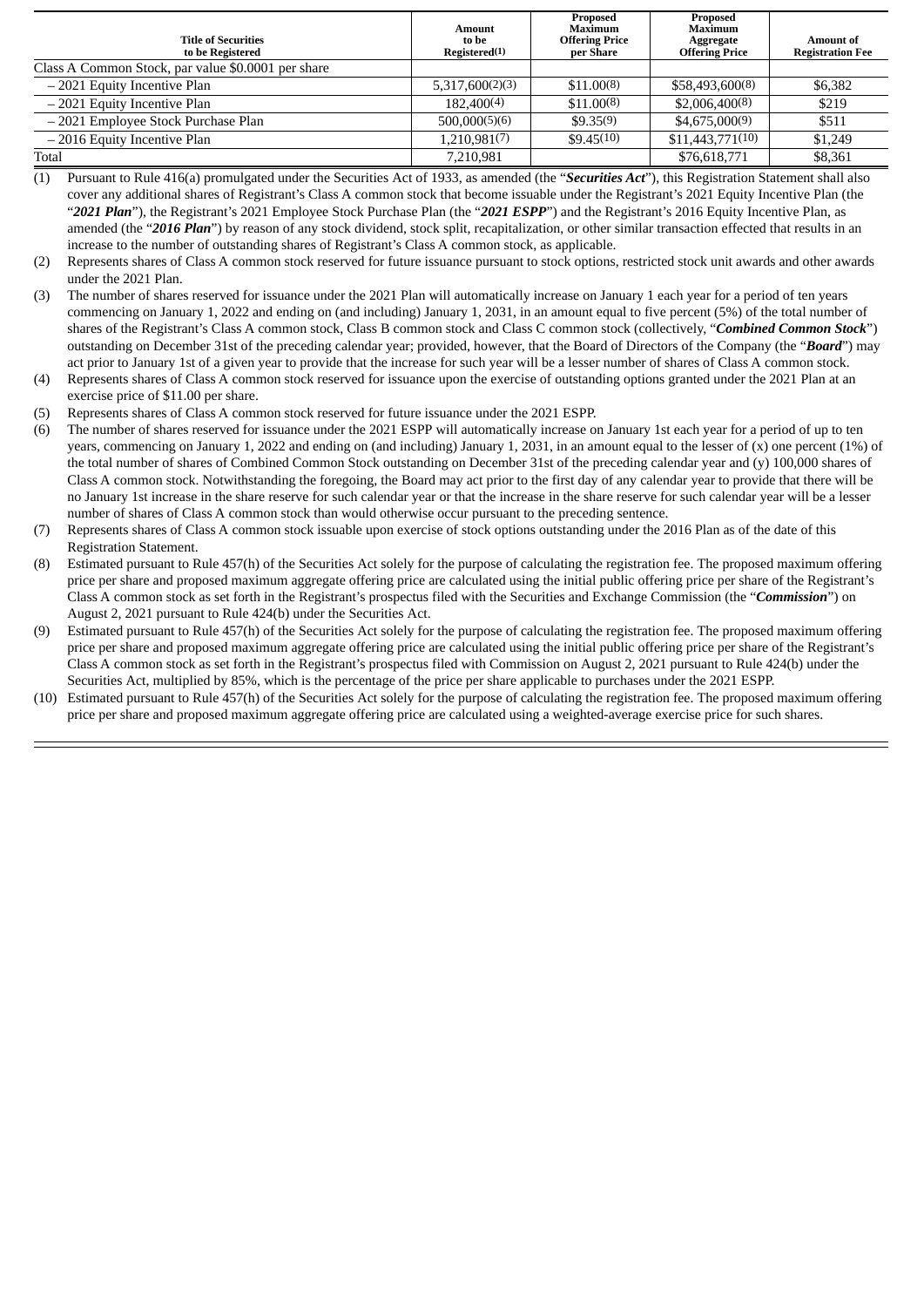| Title of Securities to be Registered | Amount to be Registered(1) | Proposed Maximum Offering Price per Share | Proposed Maximum Aggregate Offering Price | Amount of Registration Fee |
|---|---|---|---|---|
| Class A Common Stock, par value $0.0001 per share | | | | |
| – 2021 Equity Incentive Plan | 5,317,600(2)(3) | $11.00(8) | $58,493,600(8) | $6,382 |
| – 2021 Equity Incentive Plan | 182,400(4) | $11.00(8) | $2,006,400(8) | $219 |
| – 2021 Employee Stock Purchase Plan | 500,000(5)(6) | $9.35(9) | $4,675,000(9) | $511 |
| – 2016 Equity Incentive Plan | 1,210,981(7) | $9.45(10) | $11,443,771(10) | $1,249 |
| Total | 7,210,981 | | $76,618,771 | $8,361 |

(1) Pursuant to Rule 416(a) promulgated under the Securities Act of 1933, as amended (the "***Securities Act***"), this Registration Statement shall also cover any additional shares of Registrant's Class A common stock that become issuable under the Registrant's 2021 Equity Incentive Plan (the "***2021 Plan***"), the Registrant's 2021 Employee Stock Purchase Plan (the "***2021 ESPP***") and the Registrant's 2016 Equity Incentive Plan, as amended (the "***2016 Plan***") by reason of any stock dividend, stock split, recapitalization, or other similar transaction effected that results in an increase to the number of outstanding shares of Registrant's Class A common stock, as applicable.

(2) Represents shares of Class A common stock reserved for future issuance pursuant to stock options, restricted stock unit awards and other awards under the 2021 Plan.

(3) The number of shares reserved for issuance under the 2021 Plan will automatically increase on January 1 each year for a period of ten years commencing on January 1, 2022 and ending on (and including) January 1, 2031, in an amount equal to five percent (5%) of the total number of shares of the Registrant's Class A common stock, Class B common stock and Class C common stock (collectively, "***Combined Common Stock***") outstanding on December 31st of the preceding calendar year; provided, however, that the Board of Directors of the Company (the "***Board***") may act prior to January 1st of a given year to provide that the increase for such year will be a lesser number of shares of Class A common stock.

(4) Represents shares of Class A common stock reserved for issuance upon the exercise of outstanding options granted under the 2021 Plan at an exercise price of $11.00 per share.

(5) Represents shares of Class A common stock reserved for future issuance under the 2021 ESPP.

(6) The number of shares reserved for issuance under the 2021 ESPP will automatically increase on January 1st each year for a period of up to ten years, commencing on January 1, 2022 and ending on (and including) January 1, 2031, in an amount equal to the lesser of (x) one percent (1%) of the total number of shares of Combined Common Stock outstanding on December 31st of the preceding calendar year and (y) 100,000 shares of Class A common stock. Notwithstanding the foregoing, the Board may act prior to the first day of any calendar year to provide that there will be no January 1st increase in the share reserve for such calendar year or that the increase in the share reserve for such calendar year will be a lesser number of shares of Class A common stock than would otherwise occur pursuant to the preceding sentence.

(7) Represents shares of Class A common stock issuable upon exercise of stock options outstanding under the 2016 Plan as of the date of this Registration Statement.

(8) Estimated pursuant to Rule 457(h) of the Securities Act solely for the purpose of calculating the registration fee. The proposed maximum offering price per share and proposed maximum aggregate offering price are calculated using the initial public offering price per share of the Registrant's Class A common stock as set forth in the Registrant's prospectus filed with the Securities and Exchange Commission (the "***Commission***") on August 2, 2021 pursuant to Rule 424(b) under the Securities Act.

(9) Estimated pursuant to Rule 457(h) of the Securities Act solely for the purpose of calculating the registration fee. The proposed maximum offering price per share and proposed maximum aggregate offering price are calculated using the initial public offering price per share of the Registrant's Class A common stock as set forth in the Registrant's prospectus filed with Commission on August 2, 2021 pursuant to Rule 424(b) under the Securities Act, multiplied by 85%, which is the percentage of the price per share applicable to purchases under the 2021 ESPP.

(10) Estimated pursuant to Rule 457(h) of the Securities Act solely for the purpose of calculating the registration fee. The proposed maximum offering price per share and proposed maximum aggregate offering price are calculated using a weighted-average exercise price for such shares.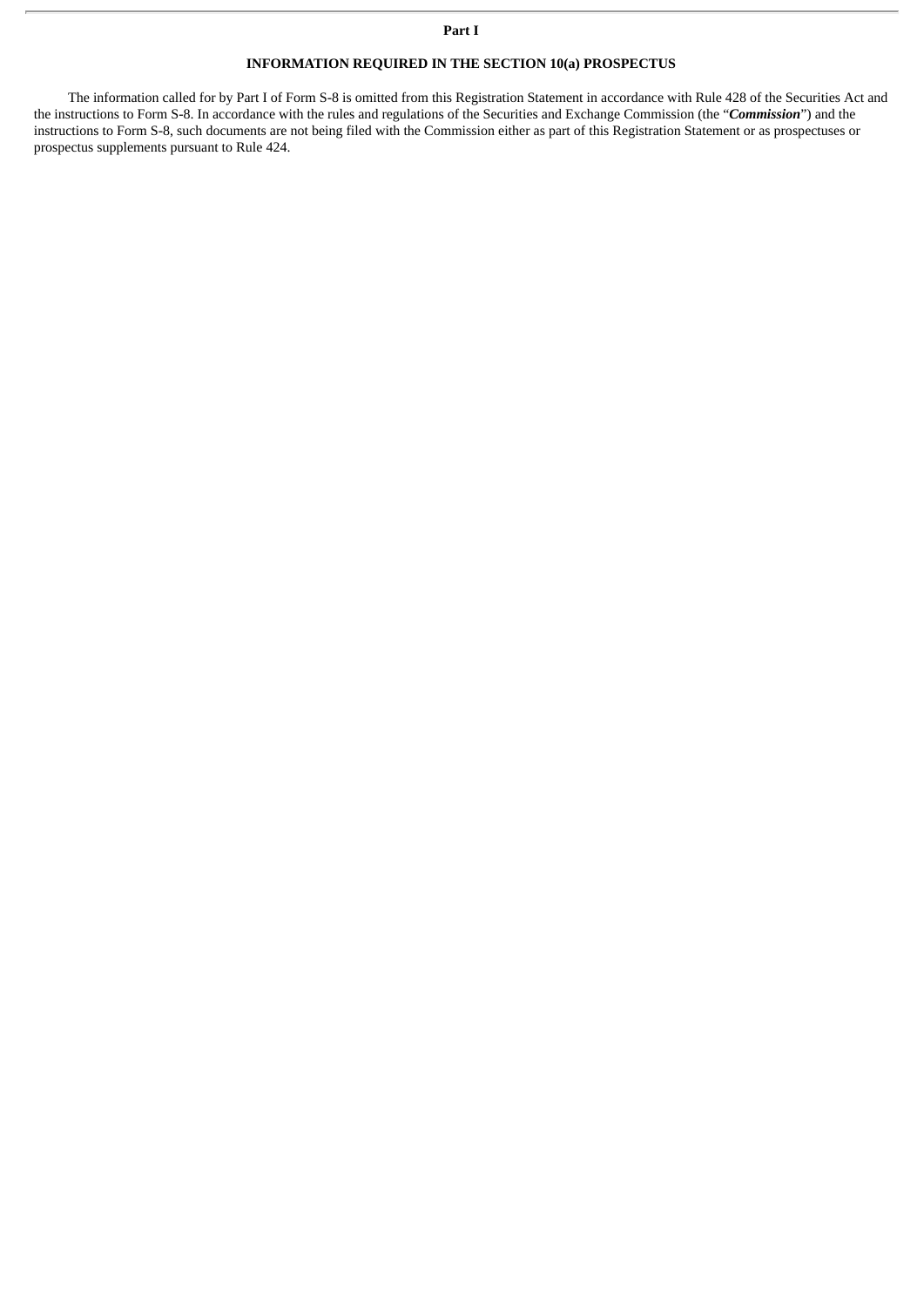## Part I

## INFORMATION REQUIRED IN THE SECTION 10(a) PROSPECTUS

The information called for by Part I of Form S-8 is omitted from this Registration Statement in accordance with Rule 428 of the Securities Act and the instructions to Form S-8. In accordance with the rules and regulations of the Securities and Exchange Commission (the "***Commission***") and the instructions to Form S-8, such documents are not being filed with the Commission either as part of this Registration Statement or as prospectuses or prospectus supplements pursuant to Rule 424.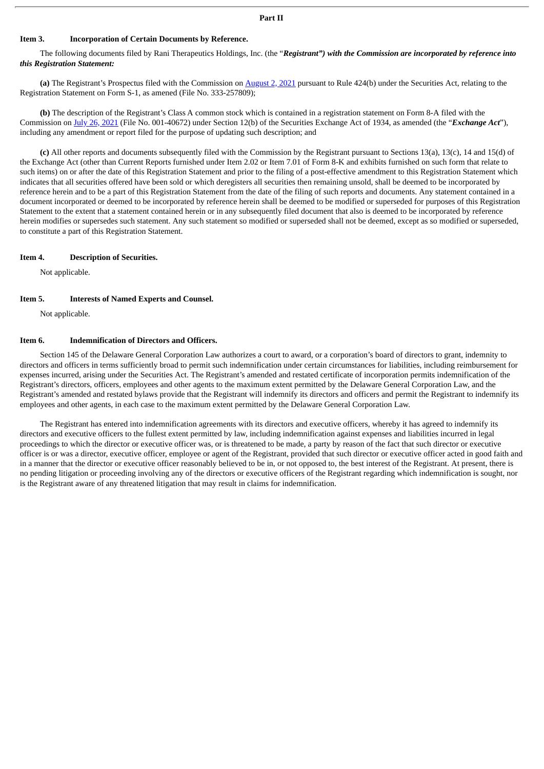**Part II**

**Item 3. Incorporation of Certain Documents by Reference.**

The following documents filed by Rani Therapeutics Holdings, Inc. (the "***Registrant") with the Commission are incorporated by reference into this Registration Statement:***

**(a)** The Registrant's Prospectus filed with the Commission on August 2, 2021 pursuant to Rule 424(b) under the Securities Act, relating to the Registration Statement on Form S-1, as amened (File No. 333-257809);

**(b)** The description of the Registrant's Class A common stock which is contained in a registration statement on Form 8-A filed with the Commission on July 26, 2021 (File No. 001-40672) under Section 12(b) of the Securities Exchange Act of 1934, as amended (the "***Exchange Act***"), including any amendment or report filed for the purpose of updating such description; and

**(c)** All other reports and documents subsequently filed with the Commission by the Registrant pursuant to Sections 13(a), 13(c), 14 and 15(d) of the Exchange Act (other than Current Reports furnished under Item 2.02 or Item 7.01 of Form 8-K and exhibits furnished on such form that relate to such items) on or after the date of this Registration Statement and prior to the filing of a post-effective amendment to this Registration Statement which indicates that all securities offered have been sold or which deregisters all securities then remaining unsold, shall be deemed to be incorporated by reference herein and to be a part of this Registration Statement from the date of the filing of such reports and documents. Any statement contained in a document incorporated or deemed to be incorporated by reference herein shall be deemed to be modified or superseded for purposes of this Registration Statement to the extent that a statement contained herein or in any subsequently filed document that also is deemed to be incorporated by reference herein modifies or supersedes such statement. Any such statement so modified or superseded shall not be deemed, except as so modified or superseded, to constitute a part of this Registration Statement.

**Item 4. Description of Securities.**

Not applicable.

**Item 5. Interests of Named Experts and Counsel.**

Not applicable.

**Item 6. Indemnification of Directors and Officers.**

Section 145 of the Delaware General Corporation Law authorizes a court to award, or a corporation's board of directors to grant, indemnity to directors and officers in terms sufficiently broad to permit such indemnification under certain circumstances for liabilities, including reimbursement for expenses incurred, arising under the Securities Act. The Registrant's amended and restated certificate of incorporation permits indemnification of the Registrant's directors, officers, employees and other agents to the maximum extent permitted by the Delaware General Corporation Law, and the Registrant's amended and restated bylaws provide that the Registrant will indemnify its directors and officers and permit the Registrant to indemnify its employees and other agents, in each case to the maximum extent permitted by the Delaware General Corporation Law.

The Registrant has entered into indemnification agreements with its directors and executive officers, whereby it has agreed to indemnify its directors and executive officers to the fullest extent permitted by law, including indemnification against expenses and liabilities incurred in legal proceedings to which the director or executive officer was, or is threatened to be made, a party by reason of the fact that such director or executive officer is or was a director, executive officer, employee or agent of the Registrant, provided that such director or executive officer acted in good faith and in a manner that the director or executive officer reasonably believed to be in, or not opposed to, the best interest of the Registrant. At present, there is no pending litigation or proceeding involving any of the directors or executive officers of the Registrant regarding which indemnification is sought, nor is the Registrant aware of any threatened litigation that may result in claims for indemnification.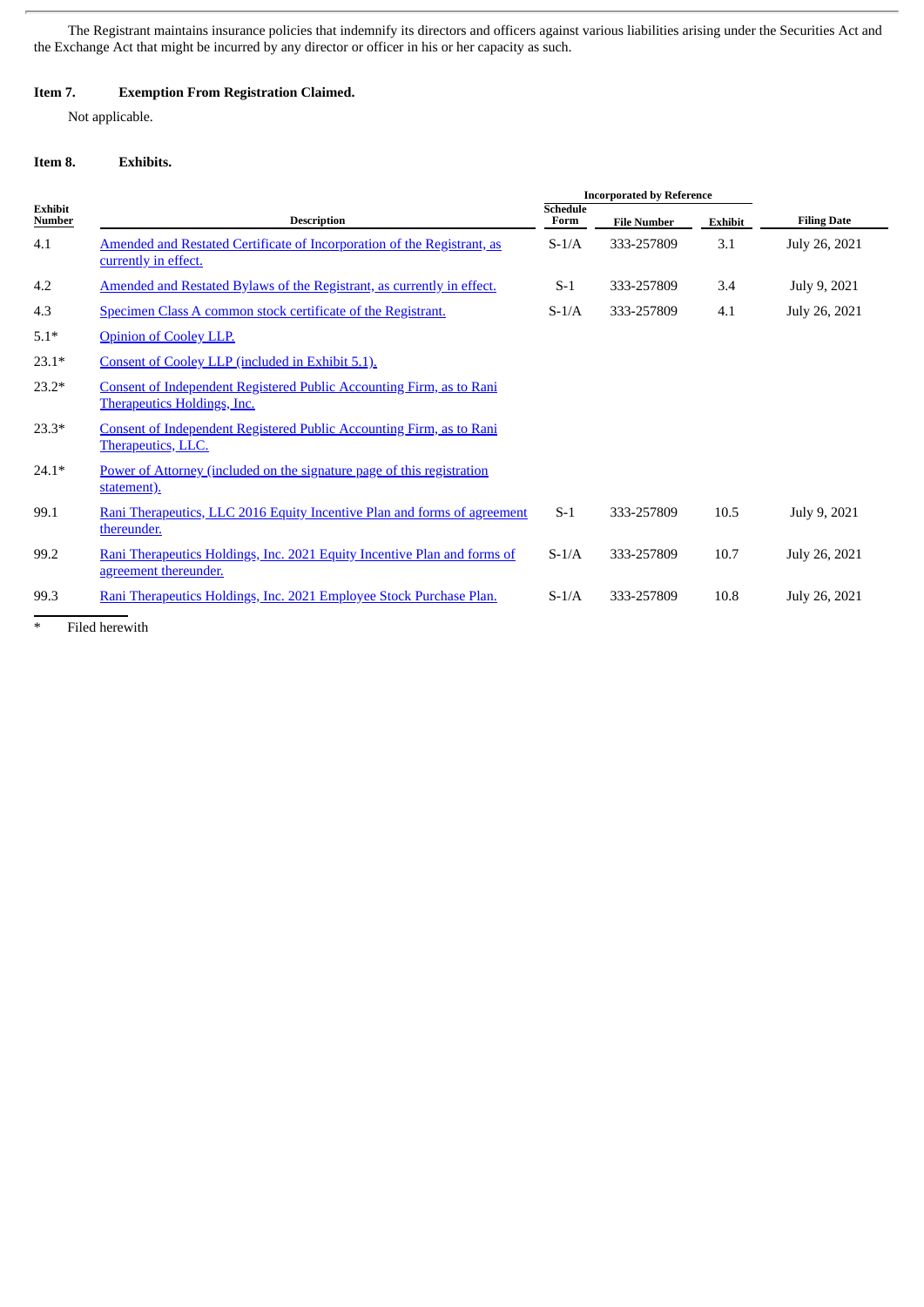The Registrant maintains insurance policies that indemnify its directors and officers against various liabilities arising under the Securities Act and the Exchange Act that might be incurred by any director or officer in his or her capacity as such.

**Item 7. Exemption From Registration Claimed.**

Not applicable.

**Item 8. Exhibits.**

| Exhibit Number | Description | Incorporated by Reference | | | |
|---|---|---|---|---|---|
| | | Schedule Form | File Number | Exhibit | Filing Date |
| 4.1 | Amended and Restated Certificate of Incorporation of the Registrant, as currently in effect. | S-1/A | 333-257809 | 3.1 | July 26, 2021 |
| 4.2 | Amended and Restated Bylaws of the Registrant, as currently in effect. | S-1 | 333-257809 | 3.4 | July 9, 2021 |
| 4.3 | Specimen Class A common stock certificate of the Registrant. | S-1/A | 333-257809 | 4.1 | July 26, 2021 |
| 5.1* | Opinion of Cooley LLP. | | | | |
| 23.1* | Consent of Cooley LLP (included in Exhibit 5.1). | | | | |
| 23.2* | Consent of Independent Registered Public Accounting Firm, as to Rani Therapeutics Holdings, Inc. | | | | |
| 23.3* | Consent of Independent Registered Public Accounting Firm, as to Rani Therapeutics, LLC. | | | | |
| 24.1* | Power of Attorney (included on the signature page of this registration statement). | | | | |
| 99.1 | Rani Therapeutics, LLC 2016 Equity Incentive Plan and forms of agreement thereunder. | S-1 | 333-257809 | 10.5 | July 9, 2021 |
| 99.2 | Rani Therapeutics Holdings, Inc. 2021 Equity Incentive Plan and forms of agreement thereunder. | S-1/A | 333-257809 | 10.7 | July 26, 2021 |
| 99.3 | Rani Therapeutics Holdings, Inc. 2021 Employee Stock Purchase Plan. | S-1/A | 333-257809 | 10.8 | July 26, 2021 |

\* Filed herewith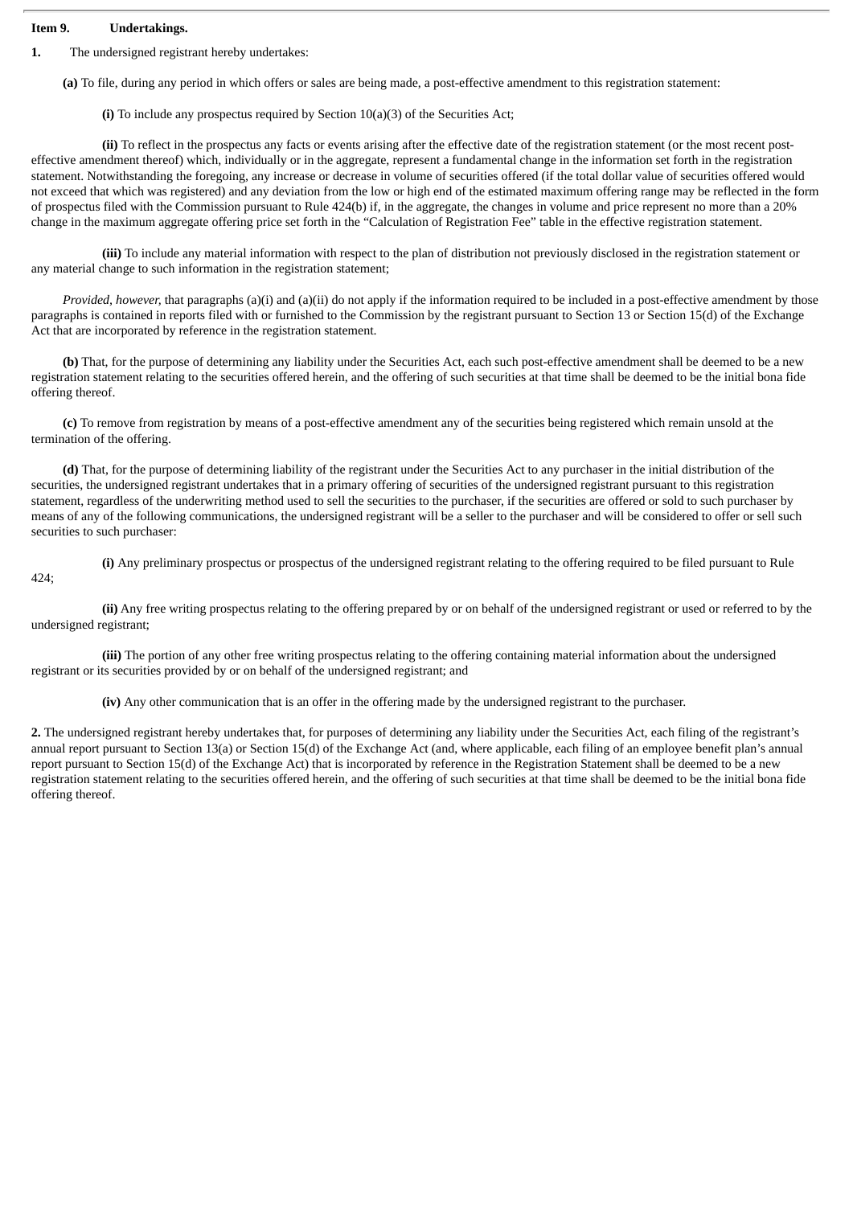**Item 9. Undertakings.**

**1.** The undersigned registrant hereby undertakes:

**(a)** To file, during any period in which offers or sales are being made, a post-effective amendment to this registration statement:

**(i)** To include any prospectus required by Section 10(a)(3) of the Securities Act;

**(ii)** To reflect in the prospectus any facts or events arising after the effective date of the registration statement (or the most recent post-effective amendment thereof) which, individually or in the aggregate, represent a fundamental change in the information set forth in the registration statement. Notwithstanding the foregoing, any increase or decrease in volume of securities offered (if the total dollar value of securities offered would not exceed that which was registered) and any deviation from the low or high end of the estimated maximum offering range may be reflected in the form of prospectus filed with the Commission pursuant to Rule 424(b) if, in the aggregate, the changes in volume and price represent no more than a 20% change in the maximum aggregate offering price set forth in the "Calculation of Registration Fee" table in the effective registration statement.

**(iii)** To include any material information with respect to the plan of distribution not previously disclosed in the registration statement or any material change to such information in the registration statement;

*Provided, however,* that paragraphs (a)(i) and (a)(ii) do not apply if the information required to be included in a post-effective amendment by those paragraphs is contained in reports filed with or furnished to the Commission by the registrant pursuant to Section 13 or Section 15(d) of the Exchange Act that are incorporated by reference in the registration statement.

**(b)** That, for the purpose of determining any liability under the Securities Act, each such post-effective amendment shall be deemed to be a new registration statement relating to the securities offered herein, and the offering of such securities at that time shall be deemed to be the initial bona fide offering thereof.

**(c)** To remove from registration by means of a post-effective amendment any of the securities being registered which remain unsold at the termination of the offering.

**(d)** That, for the purpose of determining liability of the registrant under the Securities Act to any purchaser in the initial distribution of the securities, the undersigned registrant undertakes that in a primary offering of securities of the undersigned registrant pursuant to this registration statement, regardless of the underwriting method used to sell the securities to the purchaser, if the securities are offered or sold to such purchaser by means of any of the following communications, the undersigned registrant will be a seller to the purchaser and will be considered to offer or sell such securities to such purchaser:

**(i)** Any preliminary prospectus or prospectus of the undersigned registrant relating to the offering required to be filed pursuant to Rule 424;

**(ii)** Any free writing prospectus relating to the offering prepared by or on behalf of the undersigned registrant or used or referred to by the undersigned registrant;

**(iii)** The portion of any other free writing prospectus relating to the offering containing material information about the undersigned registrant or its securities provided by or on behalf of the undersigned registrant; and

**(iv)** Any other communication that is an offer in the offering made by the undersigned registrant to the purchaser.

**2.** The undersigned registrant hereby undertakes that, for purposes of determining any liability under the Securities Act, each filing of the registrant's annual report pursuant to Section 13(a) or Section 15(d) of the Exchange Act (and, where applicable, each filing of an employee benefit plan's annual report pursuant to Section 15(d) of the Exchange Act) that is incorporated by reference in the Registration Statement shall be deemed to be a new registration statement relating to the securities offered herein, and the offering of such securities at that time shall be deemed to be the initial bona fide offering thereof.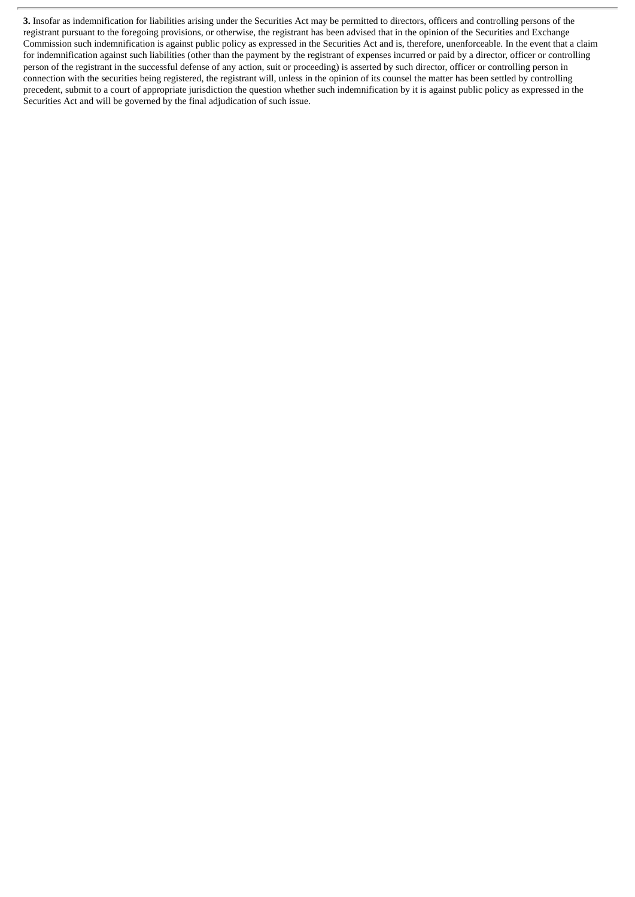**3.** Insofar as indemnification for liabilities arising under the Securities Act may be permitted to directors, officers and controlling persons of the registrant pursuant to the foregoing provisions, or otherwise, the registrant has been advised that in the opinion of the Securities and Exchange Commission such indemnification is against public policy as expressed in the Securities Act and is, therefore, unenforceable. In the event that a claim for indemnification against such liabilities (other than the payment by the registrant of expenses incurred or paid by a director, officer or controlling person of the registrant in the successful defense of any action, suit or proceeding) is asserted by such director, officer or controlling person in connection with the securities being registered, the registrant will, unless in the opinion of its counsel the matter has been settled by controlling precedent, submit to a court of appropriate jurisdiction the question whether such indemnification by it is against public policy as expressed in the Securities Act and will be governed by the final adjudication of such issue.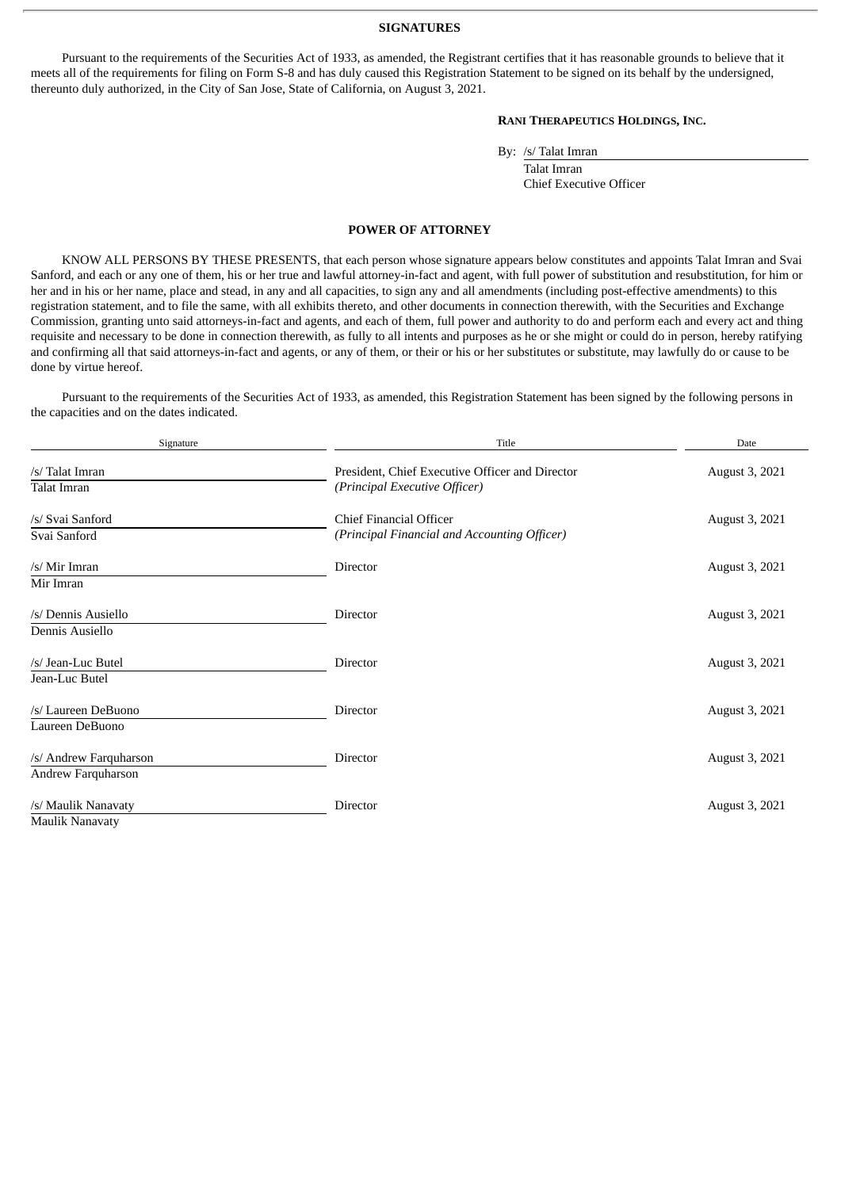## SIGNATURES

Pursuant to the requirements of the Securities Act of 1933, as amended, the Registrant certifies that it has reasonable grounds to believe that it meets all of the requirements for filing on Form S-8 and has duly caused this Registration Statement to be signed on its behalf by the undersigned, thereunto duly authorized, in the City of San Jose, State of California, on August 3, 2021.

**RANI THERAPEUTICS HOLDINGS, INC.**

By: /s/ Talat Imran

Talat Imran
Chief Executive Officer

## POWER OF ATTORNEY

KNOW ALL PERSONS BY THESE PRESENTS, that each person whose signature appears below constitutes and appoints Talat Imran and Svai Sanford, and each or any one of them, his or her true and lawful attorney-in-fact and agent, with full power of substitution and resubstitution, for him or her and in his or her name, place and stead, in any and all capacities, to sign any and all amendments (including post-effective amendments) to this registration statement, and to file the same, with all exhibits thereto, and other documents in connection therewith, with the Securities and Exchange Commission, granting unto said attorneys-in-fact and agents, and each of them, full power and authority to do and perform each and every act and thing requisite and necessary to be done in connection therewith, as fully to all intents and purposes as he or she might or could do in person, hereby ratifying and confirming all that said attorneys-in-fact and agents, or any of them, or their or his or her substitutes or substitute, may lawfully do or cause to be done by virtue hereof.

Pursuant to the requirements of the Securities Act of 1933, as amended, this Registration Statement has been signed by the following persons in the capacities and on the dates indicated.

| Signature | Title | Date |
|---|---|---|
| /s/ Talat Imran<br>Talat Imran | President, Chief Executive Officer and Director<br>*(Principal Executive Officer)* | August 3, 2021 |
| /s/ Svai Sanford<br>Svai Sanford | Chief Financial Officer<br>*(Principal Financial and Accounting Officer)* | August 3, 2021 |
| /s/ Mir Imran<br>Mir Imran | Director | August 3, 2021 |
| /s/ Dennis Ausiello<br>Dennis Ausiello | Director | August 3, 2021 |
| /s/ Jean-Luc Butel<br>Jean-Luc Butel | Director | August 3, 2021 |
| /s/ Laureen DeBuono<br>Laureen DeBuono | Director | August 3, 2021 |
| /s/ Andrew Farquharson<br>Andrew Farquharson | Director | August 3, 2021 |
| /s/ Maulik Nanavaty<br>Maulik Nanavaty | Director | August 3, 2021 |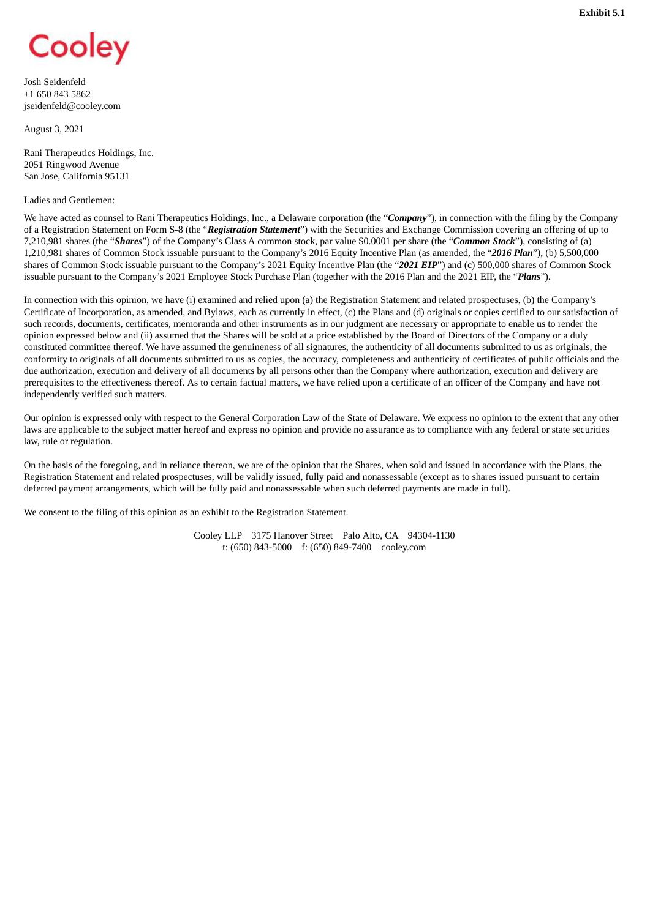**Exhibit 5.1**

Cooley

Josh Seidenfeld
+1 650 843 5862
jseidenfeld@cooley.com

August 3, 2021

Rani Therapeutics Holdings, Inc.
2051 Ringwood Avenue
San Jose, California 95131

Ladies and Gentlemen:

We have acted as counsel to Rani Therapeutics Holdings, Inc., a Delaware corporation (the "***Company***"), in connection with the filing by the Company of a Registration Statement on Form S-8 (the "***Registration Statement***") with the Securities and Exchange Commission covering an offering of up to 7,210,981 shares (the "***Shares***") of the Company's Class A common stock, par value $0.0001 per share (the "***Common Stock***"), consisting of (a) 1,210,981 shares of Common Stock issuable pursuant to the Company's 2016 Equity Incentive Plan (as amended, the "***2016 Plan***"), (b) 5,500,000 shares of Common Stock issuable pursuant to the Company's 2021 Equity Incentive Plan (the "***2021 EIP***") and (c) 500,000 shares of Common Stock issuable pursuant to the Company's 2021 Employee Stock Purchase Plan (together with the 2016 Plan and the 2021 EIP, the "***Plans***").

In connection with this opinion, we have (i) examined and relied upon (a) the Registration Statement and related prospectuses, (b) the Company's Certificate of Incorporation, as amended, and Bylaws, each as currently in effect, (c) the Plans and (d) originals or copies certified to our satisfaction of such records, documents, certificates, memoranda and other instruments as in our judgment are necessary or appropriate to enable us to render the opinion expressed below and (ii) assumed that the Shares will be sold at a price established by the Board of Directors of the Company or a duly constituted committee thereof. We have assumed the genuineness of all signatures, the authenticity of all documents submitted to us as originals, the conformity to originals of all documents submitted to us as copies, the accuracy, completeness and authenticity of certificates of public officials and the due authorization, execution and delivery of all documents by all persons other than the Company where authorization, execution and delivery are prerequisites to the effectiveness thereof. As to certain factual matters, we have relied upon a certificate of an officer of the Company and have not independently verified such matters.

Our opinion is expressed only with respect to the General Corporation Law of the State of Delaware. We express no opinion to the extent that any other laws are applicable to the subject matter hereof and express no opinion and provide no assurance as to compliance with any federal or state securities law, rule or regulation.

On the basis of the foregoing, and in reliance thereon, we are of the opinion that the Shares, when sold and issued in accordance with the Plans, the Registration Statement and related prospectuses, will be validly issued, fully paid and nonassessable (except as to shares issued pursuant to certain deferred payment arrangements, which will be fully paid and nonassessable when such deferred payments are made in full).

We consent to the filing of this opinion as an exhibit to the Registration Statement.

Cooley LLP 3175 Hanover Street Palo Alto, CA 94304-1130
t: (650) 843-5000 f: (650) 849-7400 cooley.com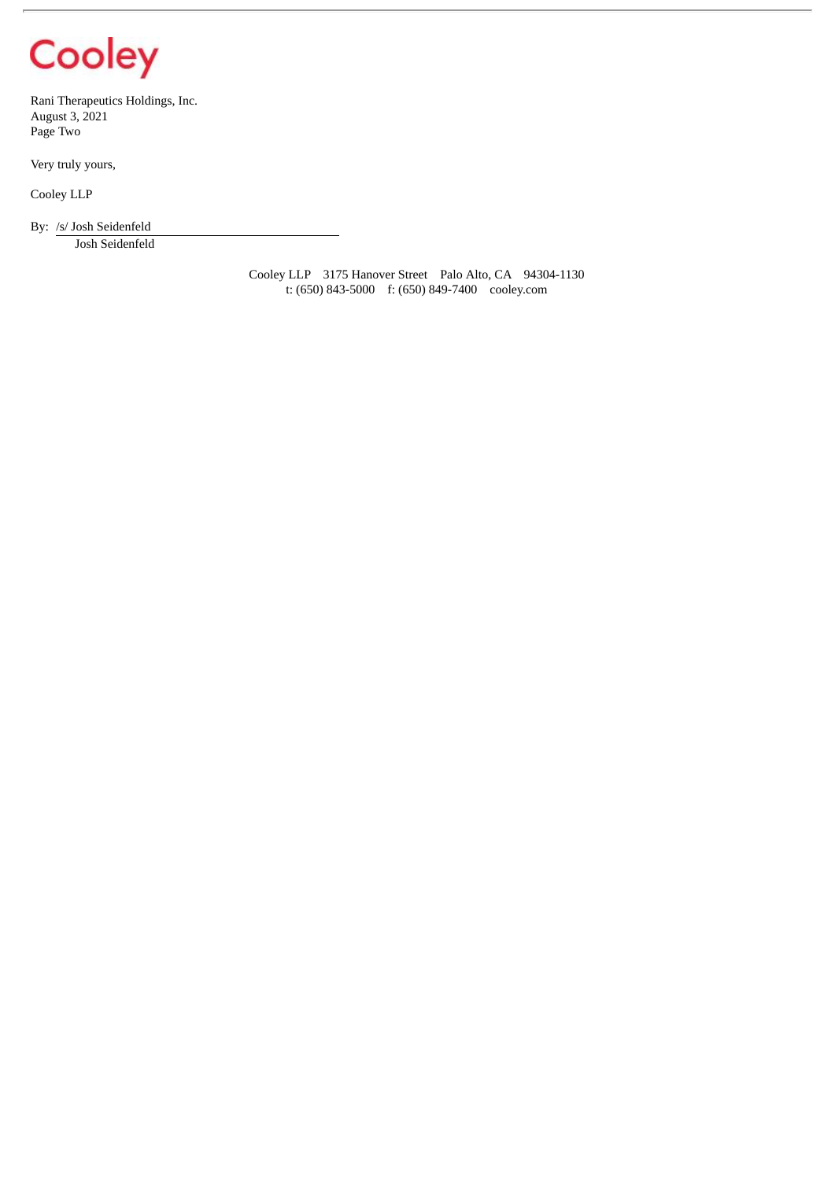Rani Therapeutics Holdings, Inc.
August 3, 2021
Page Two

Very truly yours,

Cooley LLP

By: /s/ Josh Seidenfeld
Josh Seidenfeld

Cooley LLP 3175 Hanover Street Palo Alto, CA 94304-1130
t: (650) 843-5000 f: (650) 849-7400 cooley.com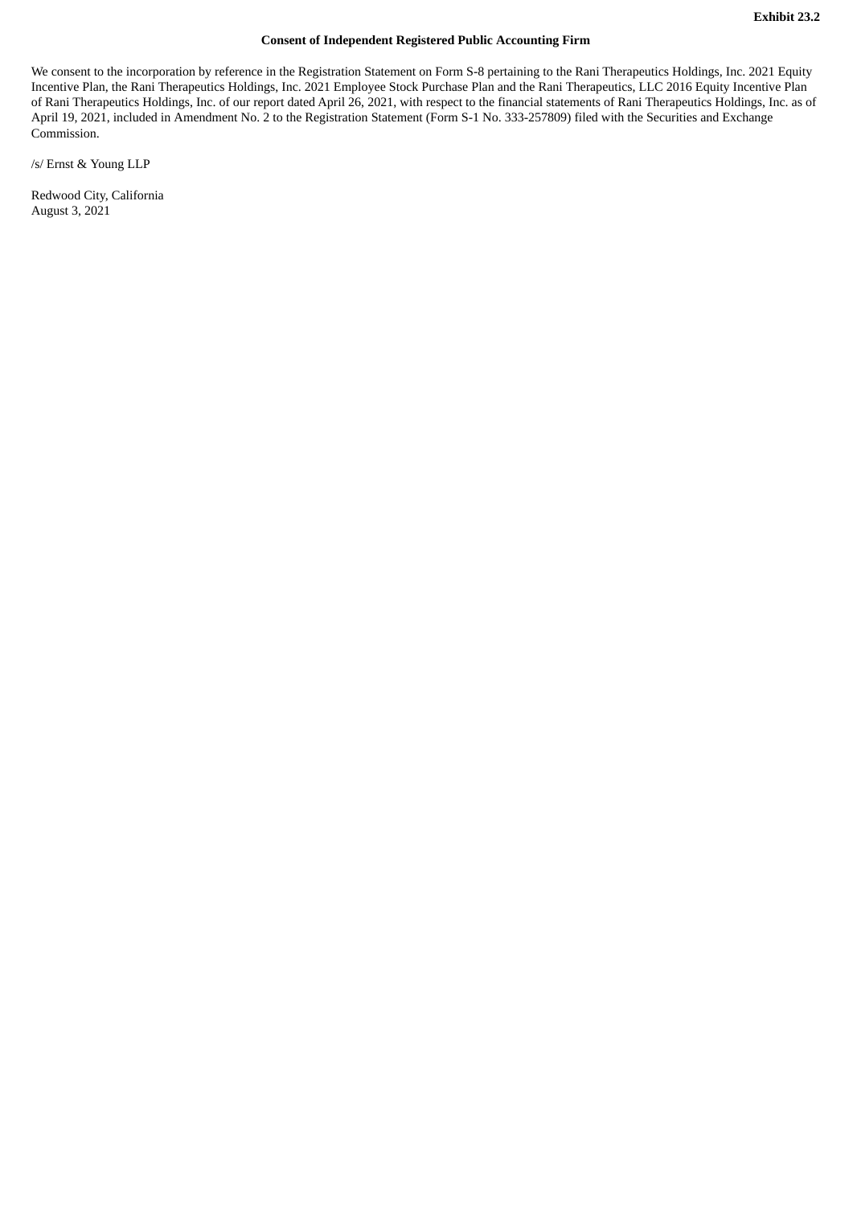**Exhibit 23.2**

**Consent of Independent Registered Public Accounting Firm**

We consent to the incorporation by reference in the Registration Statement on Form S-8 pertaining to the Rani Therapeutics Holdings, Inc. 2021 Equity Incentive Plan, the Rani Therapeutics Holdings, Inc. 2021 Employee Stock Purchase Plan and the Rani Therapeutics, LLC 2016 Equity Incentive Plan of Rani Therapeutics Holdings, Inc. of our report dated April 26, 2021, with respect to the financial statements of Rani Therapeutics Holdings, Inc. as of April 19, 2021, included in Amendment No. 2 to the Registration Statement (Form S-1 No. 333-257809) filed with the Securities and Exchange Commission.

/s/ Ernst & Young LLP

Redwood City, California
August 3, 2021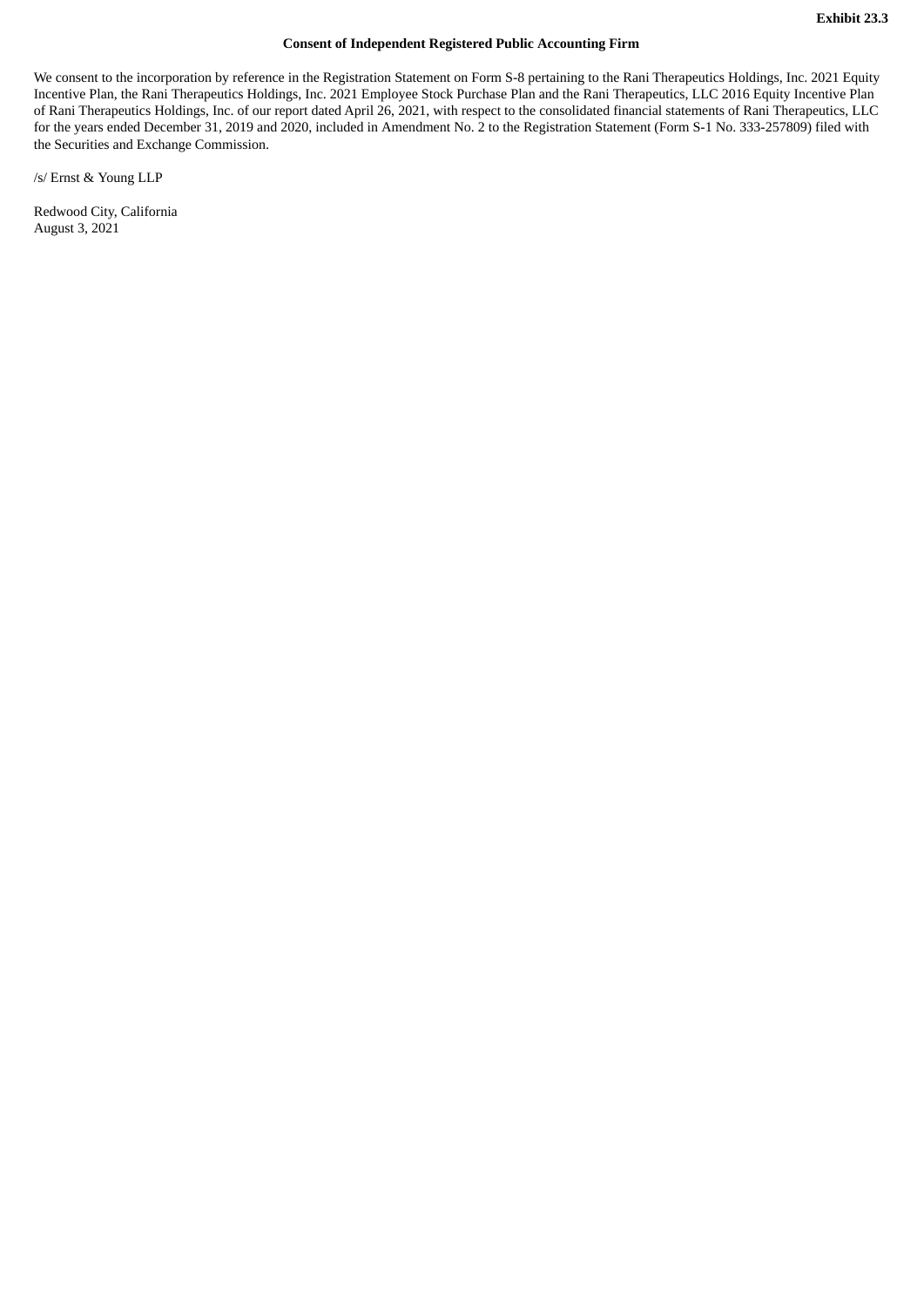**Exhibit 23.3**

**Consent of Independent Registered Public Accounting Firm**

We consent to the incorporation by reference in the Registration Statement on Form S-8 pertaining to the Rani Therapeutics Holdings, Inc. 2021 Equity Incentive Plan, the Rani Therapeutics Holdings, Inc. 2021 Employee Stock Purchase Plan and the Rani Therapeutics, LLC 2016 Equity Incentive Plan of Rani Therapeutics Holdings, Inc. of our report dated April 26, 2021, with respect to the consolidated financial statements of Rani Therapeutics, LLC for the years ended December 31, 2019 and 2020, included in Amendment No. 2 to the Registration Statement (Form S-1 No. 333-257809) filed with the Securities and Exchange Commission.

/s/ Ernst & Young LLP

Redwood City, California
August 3, 2021